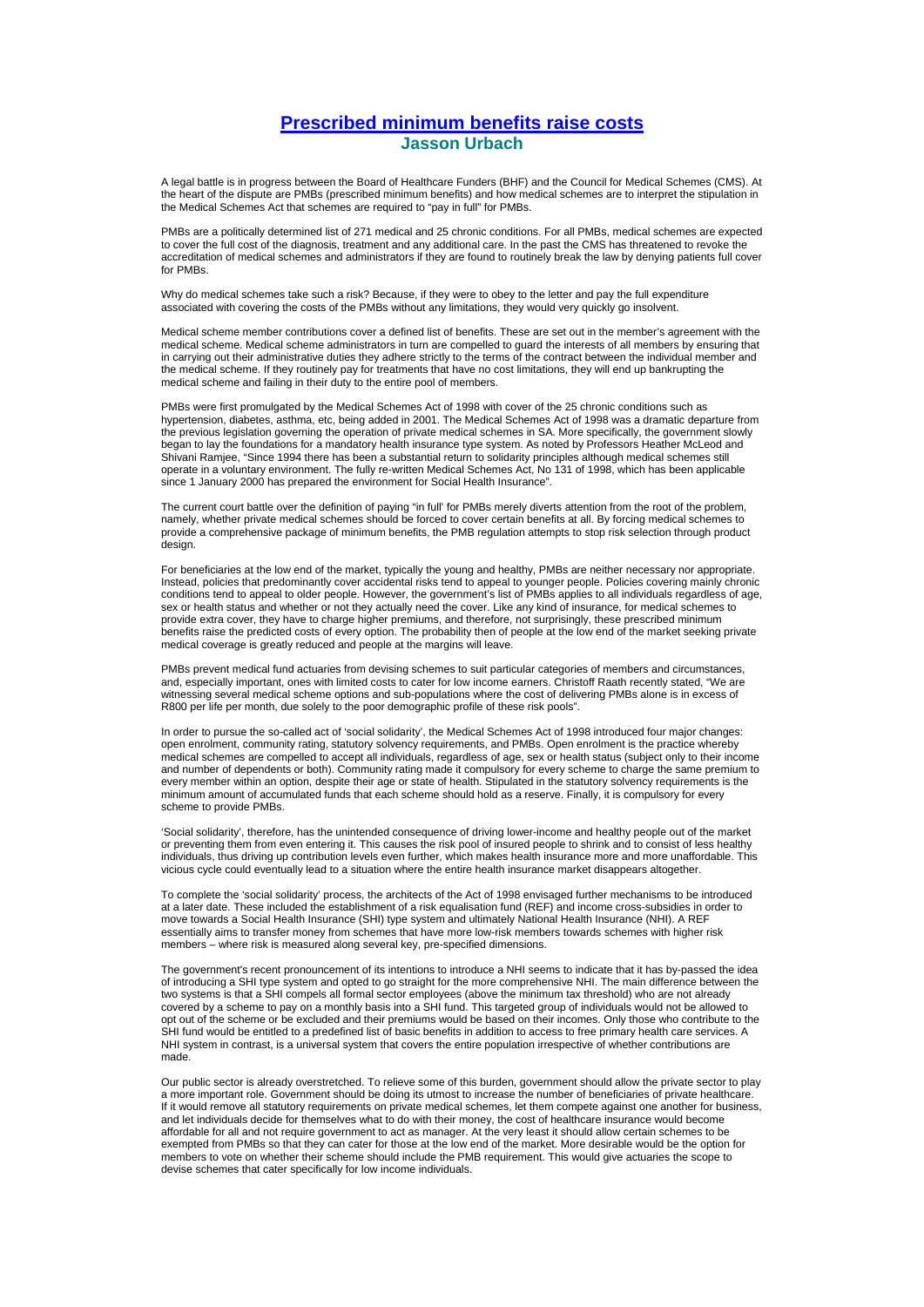# Prescribed minimum benefits raise costs

**Jasson Urbach**

A legal battle is in progress between the Board of Healthcare Funders (BHF) and the Council for Medical Schemes (CMS). At the heart of the dispute are PMBs (prescribed minimum benefits) and how medical schemes are to interpret the stipulation in the Medical Schemes Act that schemes are required to "pay in full" for PMBs.

PMBs are a politically determined list of 271 medical and 25 chronic conditions. For all PMBs, medical schemes are expected to cover the full cost of the diagnosis, treatment and any additional care. In the past the CMS has threatened to revoke the accreditation of medical schemes and administrators if they are found to routinely break the law by denying patients full cover for PMBs.

Why do medical schemes take such a risk? Because, if they were to obey to the letter and pay the full expenditure associated with covering the costs of the PMBs without any limitations, they would very quickly go insolvent.

Medical scheme member contributions cover a defined list of benefits. These are set out in the member's agreement with the medical scheme. Medical scheme administrators in turn are compelled to guard the interests of all members by ensuring that in carrying out their administrative duties they adhere strictly to the terms of the contract between the individual member and the medical scheme. If they routinely pay for treatments that have no cost limitations, they will end up bankrupting the medical scheme and failing in their duty to the entire pool of members.

PMBs were first promulgated by the Medical Schemes Act of 1998 with cover of the 25 chronic conditions such as hypertension, diabetes, asthma, etc, being added in 2001. The Medical Schemes Act of 1998 was a dramatic departure from the previous legislation governing the operation of private medical schemes in SA. More specifically, the government slowly began to lay the foundations for a mandatory health insurance type system. As noted by Professors Heather McLeod and Shivani Ramjee, "Since 1994 there has been a substantial return to solidarity principles although medical schemes still operate in a voluntary environment. The fully re-written Medical Schemes Act, No 131 of 1998, which has been applicable since 1 January 2000 has prepared the environment for Social Health Insurance".

The current court battle over the definition of paying "in full' for PMBs merely diverts attention from the root of the problem, namely, whether private medical schemes should be forced to cover certain benefits at all. By forcing medical schemes to provide a comprehensive package of minimum benefits, the PMB regulation attempts to stop risk selection through product design.

For beneficiaries at the low end of the market, typically the young and healthy, PMBs are neither necessary nor appropriate. Instead, policies that predominantly cover accidental risks tend to appeal to younger people. Policies covering mainly chronic conditions tend to appeal to older people. However, the government's list of PMBs applies to all individuals regardless of age, sex or health status and whether or not they actually need the cover. Like any kind of insurance, for medical schemes to provide extra cover, they have to charge higher premiums, and therefore, not surprisingly, these prescribed minimum benefits raise the predicted costs of every option. The probability then of people at the low end of the market seeking private medical coverage is greatly reduced and people at the margins will leave.

PMBs prevent medical fund actuaries from devising schemes to suit particular categories of members and circumstances, and, especially important, ones with limited costs to cater for low income earners. Christoff Raath recently stated, "We are witnessing several medical scheme options and sub-populations where the cost of delivering PMBs alone is in excess of R800 per life per month, due solely to the poor demographic profile of these risk pools".

In order to pursue the so-called act of 'social solidarity', the Medical Schemes Act of 1998 introduced four major changes: open enrolment, community rating, statutory solvency requirements, and PMBs. Open enrolment is the practice whereby medical schemes are compelled to accept all individuals, regardless of age, sex or health status (subject only to their income and number of dependents or both). Community rating made it compulsory for every scheme to charge the same premium to every member within an option, despite their age or state of health. Stipulated in the statutory solvency requirements is the minimum amount of accumulated funds that each scheme should hold as a reserve. Finally, it is compulsory for every scheme to provide PMBs.

'Social solidarity', therefore, has the unintended consequence of driving lower-income and healthy people out of the market or preventing them from even entering it. This causes the risk pool of insured people to shrink and to consist of less healthy individuals, thus driving up contribution levels even further, which makes health insurance more and more unaffordable. This vicious cycle could eventually lead to a situation where the entire health insurance market disappears altogether.

To complete the 'social solidarity' process, the architects of the Act of 1998 envisaged further mechanisms to be introduced at a later date. These included the establishment of a risk equalisation fund (REF) and income cross-subsidies in order to move towards a Social Health Insurance (SHI) type system and ultimately National Health Insurance (NHI). A REF essentially aims to transfer money from schemes that have more low-risk members towards schemes with higher risk members – where risk is measured along several key, pre-specified dimensions.

The government's recent pronouncement of its intentions to introduce a NHI seems to indicate that it has by-passed the idea of introducing a SHI type system and opted to go straight for the more comprehensive NHI. The main difference between the two systems is that a SHI compels all formal sector employees (above the minimum tax threshold) who are not already covered by a scheme to pay on a monthly basis into a SHI fund. This targeted group of individuals would not be allowed to opt out of the scheme or be excluded and their premiums would be based on their incomes. Only those who contribute to the SHI fund would be entitled to a predefined list of basic benefits in addition to access to free primary health care services. A NHI system in contrast, is a universal system that covers the entire population irrespective of whether contributions are made.

Our public sector is already overstretched. To relieve some of this burden, government should allow the private sector to play a more important role. Government should be doing its utmost to increase the number of beneficiaries of private healthcare. If it would remove all statutory requirements on private medical schemes, let them compete against one another for business, and let individuals decide for themselves what to do with their money, the cost of healthcare insurance would become affordable for all and not require government to act as manager. At the very least it should allow certain schemes to be exempted from PMBs so that they can cater for those at the low end of the market. More desirable would be the option for members to vote on whether their scheme should include the PMB requirement. This would give actuaries the scope to devise schemes that cater specifically for low income individuals.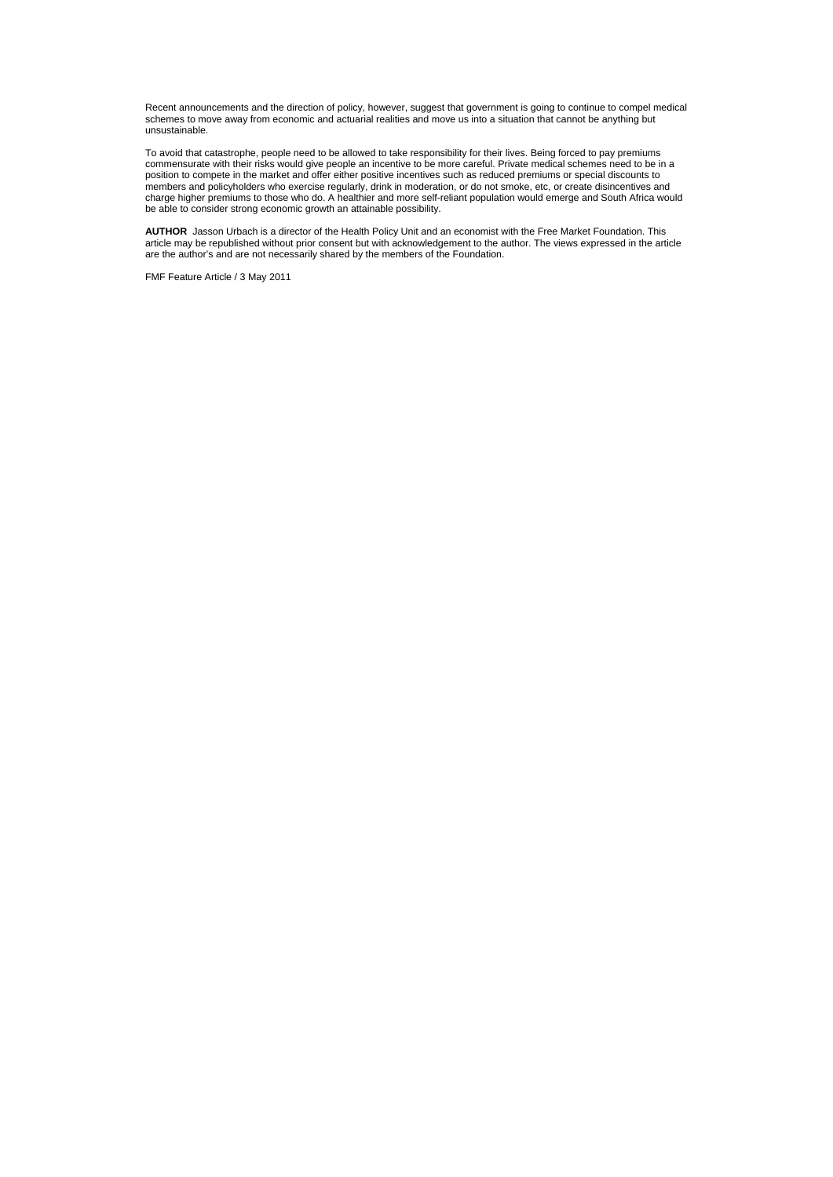Recent announcements and the direction of policy, however, suggest that government is going to continue to compel medical schemes to move away from economic and actuarial realities and move us into a situation that cannot be anything but unsustainable.

To avoid that catastrophe, people need to be allowed to take responsibility for their lives. Being forced to pay premiums commensurate with their risks would give people an incentive to be more careful. Private medical schemes need to be in a position to compete in the market and offer either positive incentives such as reduced premiums or special discounts to members and policyholders who exercise regularly, drink in moderation, or do not smoke, etc, or create disincentives and charge higher premiums to those who do. A healthier and more self-reliant population would emerge and South Africa would be able to consider strong economic growth an attainable possibility.

**AUTHOR** Jasson Urbach is a director of the Health Policy Unit and an economist with the Free Market Foundation. This article may be republished without prior consent but with acknowledgement to the author. The views expressed in the article are the author's and are not necessarily shared by the members of the Foundation.

FMF Feature Article / 3 May 2011